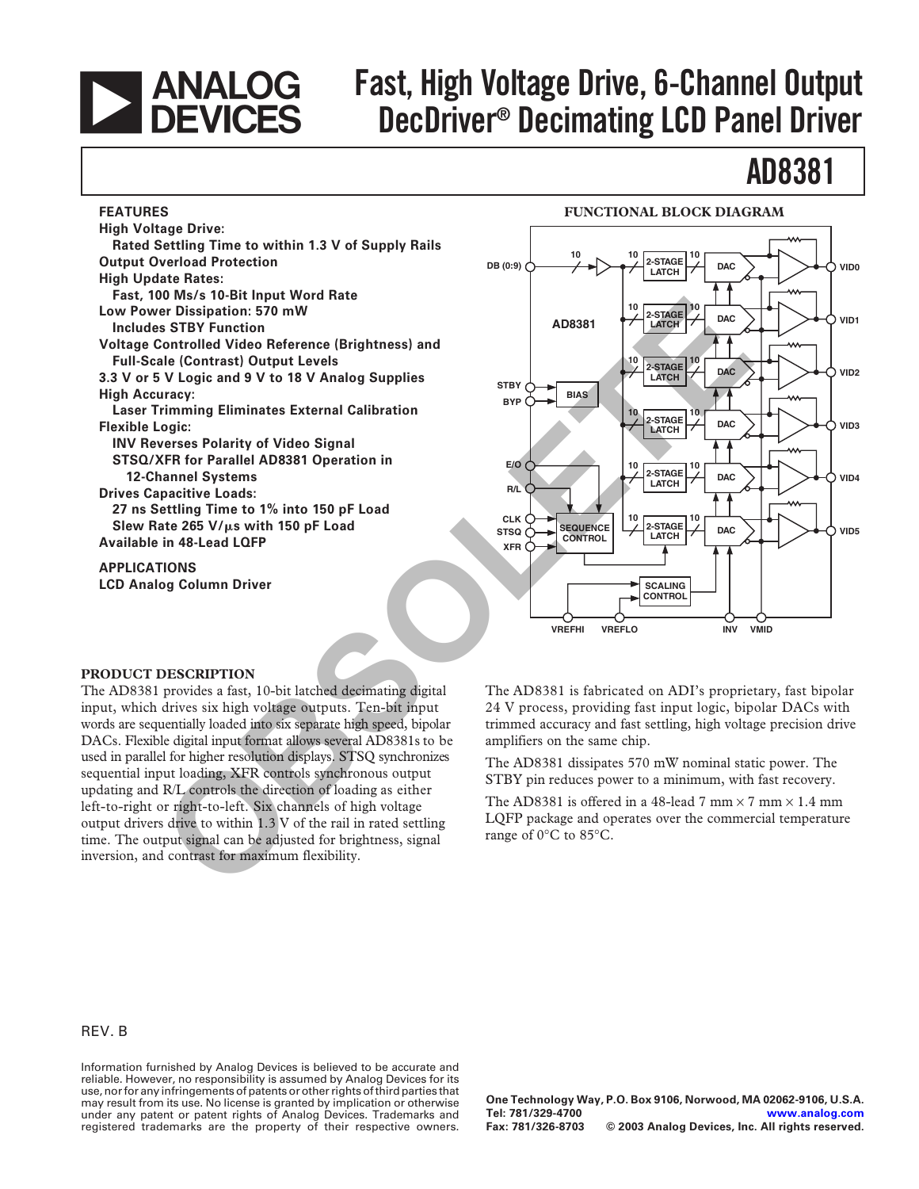# ANALOG DEVICES

# Fast, High Voltage Drive, 6-Channel Output DecDriver® Decimating LCD Panel Driver

# AD8381

## FEATURES

**High Voltage Drive:**
- **Rated Settling Time to within 1.3 V of Supply Rails**

**Output Overload Protection**

**High Update Rates:**
- **Fast, 100 Ms/s 10-Bit Input Word Rate**

**Low Power Dissipation: 570 mW**
- **Includes STBY Function**

**Voltage Controlled Video Reference (Brightness) and Full-Scale (Contrast) Output Levels**

**3.3 V or 5 V Logic and 9 V to 18 V Analog Supplies**

**High Accuracy:**
- **Laser Trimming Eliminates External Calibration**

**Flexible Logic:**
- **INV Reverses Polarity of Video Signal**
- **STSQ/XFR for Parallel AD8381 Operation in 12-Channel Systems**

**Drives Capacitive Loads:**
- **27 ns Settling Time to 1% into 150 pF Load**
- **Slew Rate 265 V/µs with 150 pF Load**

**Available in 48-Lead LQFP**

## APPLICATIONS

**LCD Analog Column Driver**

## FUNCTIONAL BLOCK DIAGRAM

## PRODUCT DESCRIPTION

The AD8381 provides a fast, 10-bit latched decimating digital input, which drives six high voltage outputs. Ten-bit input words are sequentially loaded into six separate high speed, bipolar DACs. Flexible digital input format allows several AD8381s to be used in parallel for higher resolution displays. STSQ synchronizes sequential input loading, XFR controls synchronous output updating and R/L controls the direction of loading as either left-to-right or right-to-left. Six channels of high voltage output drivers drive to within 1.3 V of the rail in rated settling time. The output signal can be adjusted for brightness, signal inversion, and contrast for maximum flexibility.

The AD8381 is fabricated on ADI's proprietary, fast bipolar 24 V process, providing fast input logic, bipolar DACs with trimmed accuracy and fast settling, high voltage precision drive amplifiers on the same chip.

The AD8381 dissipates 570 mW nominal static power. The STBY pin reduces power to a minimum, with fast recovery.

The AD8381 is offered in a 48-lead 7 mm × 7 mm × 1.4 mm LQFP package and operates over the commercial temperature range of 0°C to 85°C.

REV. B

Information furnished by Analog Devices is believed to be accurate and reliable. However, no responsibility is assumed by Analog Devices for its use, nor for any infringements of patents or other rights of third parties that may result from its use. No license is granted by implication or otherwise under any patent or patent rights of Analog Devices. Trademarks and registered trademarks are the property of their respective owners.

One Technology Way, P.O. Box 9106, Norwood, MA 02062-9106, U.S.A.
Tel: 781/329-4700 www.analog.com
Fax: 781/326-8703 © 2003 Analog Devices, Inc. All rights reserved.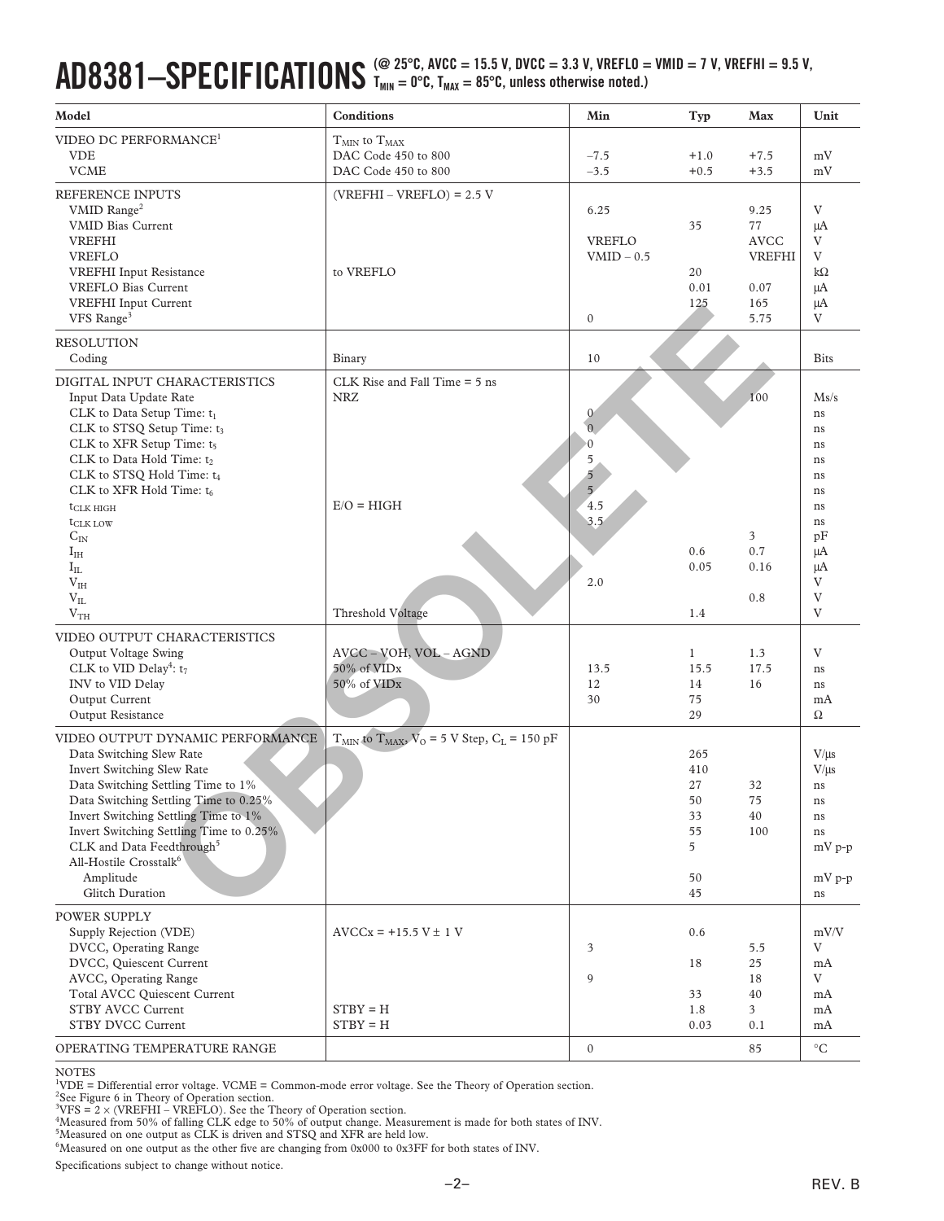# AD8381–SPECIFICATIONS

(@ 25°C, AVCC = 15.5 V, DVCC = 3.3 V, VREFLO = VMID = 7 V, VREFHI = 9.5 V, $T_{MIN}$ = 0°C, $T_{MAX}$ = 85°C, unless otherwise noted.)

| Model | Conditions | Min | Typ | Max | Unit |
|---|---|---|---|---|---|
| VIDEO DC PERFORMANCE[1] | $T_{MIN}$ to $T_{MAX}$ | | | | |
| VDE | DAC Code 450 to 800 | –7.5 | +1.0 | +7.5 | mV |
| VCME | DAC Code 450 to 800 | –3.5 | +0.5 | +3.5 | mV |
| REFERENCE INPUTS | (VREFHI – VREFLO) = 2.5 V | | | | |
| VMID Range[2] | | 6.25 | | 9.25 | V |
| VMID Bias Current | | | 35 | 77 | μA |
| VREFHI | | VREFLO | | AVCC | V |
| VREFLO | | VMID – 0.5 | | VREFHI | V |
| VREFHI Input Resistance | to VREFLO | | 20 | | kΩ |
| VREFLO Bias Current | | | 0.01 | 0.07 | μA |
| VREFHI Input Current | | | 125 | 165 | μA |
| VFS Range[3] | | 0 | | 5.75 | V |
| RESOLUTION | | | | | |
| Coding | Binary | 10 | | | Bits |
| DIGITAL INPUT CHARACTERISTICS | CLK Rise and Fall Time = 5 ns | | | | |
| Input Data Update Rate | NRZ | | | 100 | Ms/s |
| CLK to Data Setup Time: $t_1$ | | 0 | | | ns |
| CLK to STSQ Setup Time: $t_3$ | | 0 | | | ns |
| CLK to XFR Setup Time: $t_5$ | | 0 | | | ns |
| CLK to Data Hold Time: $t_2$ | | 5 | | | ns |
| CLK to STSQ Hold Time: $t_4$ | | 5 | | | ns |
| CLK to XFR Hold Time: $t_6$ | | 5 | | | ns |
| $t_{CLK\ HIGH}$ | E/O = HIGH | 4.5 | | | ns |
| $t_{CLK\ LOW}$ | | 3.5 | | | ns |
| $C_{IN}$ | | | | 3 | pF |
| $I_{IH}$ | | | 0.6 | 0.7 | μA |
| $I_{IL}$ | | | 0.05 | 0.16 | μA |
| $V_{IH}$ | | 2.0 | | | V |
| $V_{IL}$ | | | | 0.8 | V |
| $V_{TH}$ | Threshold Voltage | | 1.4 | | V |
| VIDEO OUTPUT CHARACTERISTICS | | | | | |
| Output Voltage Swing | AVCC – VOH, VOL – AGND | | 1 | 1.3 | V |
| CLK to VID Delay[4]: $t_7$ | 50% of VIDx | 13.5 | 15.5 | 17.5 | ns |
| INV to VID Delay | 50% of VIDx | 12 | 14 | 16 | ns |
| Output Current | | 30 | 75 | | mA |
| Output Resistance | | | 29 | | Ω |
| VIDEO OUTPUT DYNAMIC PERFORMANCE | $T_{MIN}$ to $T_{MAX}$, $V_O$ = 5 V Step, $C_L$ = 150 pF | | | | |
| Data Switching Slew Rate | | | 265 | | V/μs |
| Invert Switching Slew Rate | | | 410 | | V/μs |
| Data Switching Settling Time to 1% | | | 27 | 32 | ns |
| Data Switching Settling Time to 0.25% | | | 50 | 75 | ns |
| Invert Switching Settling Time to 1% | | | 33 | 40 | ns |
| Invert Switching Settling Time to 0.25% | | | 55 | 100 | ns |
| CLK and Data Feedthrough[5] | | | 5 | | mV p-p |
| All-Hostile Crosstalk[6] | | | | | |
| Amplitude | | | 50 | | mV p-p |
| Glitch Duration | | | 45 | | ns |
| POWER SUPPLY | | | | | |
| Supply Rejection (VDE) | AVCCx = +15.5 V ± 1 V | | 0.6 | | mV/V |
| DVCC, Operating Range | | 3 | | 5.5 | V |
| DVCC, Quiescent Current | | | 18 | 25 | mA |
| AVCC, Operating Range | | 9 | | 18 | V |
| Total AVCC Quiescent Current | | | 33 | 40 | mA |
| STBY AVCC Current | STBY = H | | 1.8 | 3 | mA |
| STBY DVCC Current | STBY = H | | 0.03 | 0.1 | mA |
| OPERATING TEMPERATURE RANGE | | 0 | | 85 | °C |

NOTES

[1]VDE = Differential error voltage. VCME = Common-mode error voltage. See the Theory of Operation section.
[2]See Figure 6 in Theory of Operation section.
[3]VFS = 2 × (VREFHI – VREFLO). See the Theory of Operation section.
[4]Measured from 50% of falling CLK edge to 50% of output change. Measurement is made for both states of INV.
[5]Measured on one output as CLK is driven and STSQ and XFR are held low.
[6]Measured on one output as the other five are changing from 0x000 to 0x3FF for both states of INV.

Specifications subject to change without notice.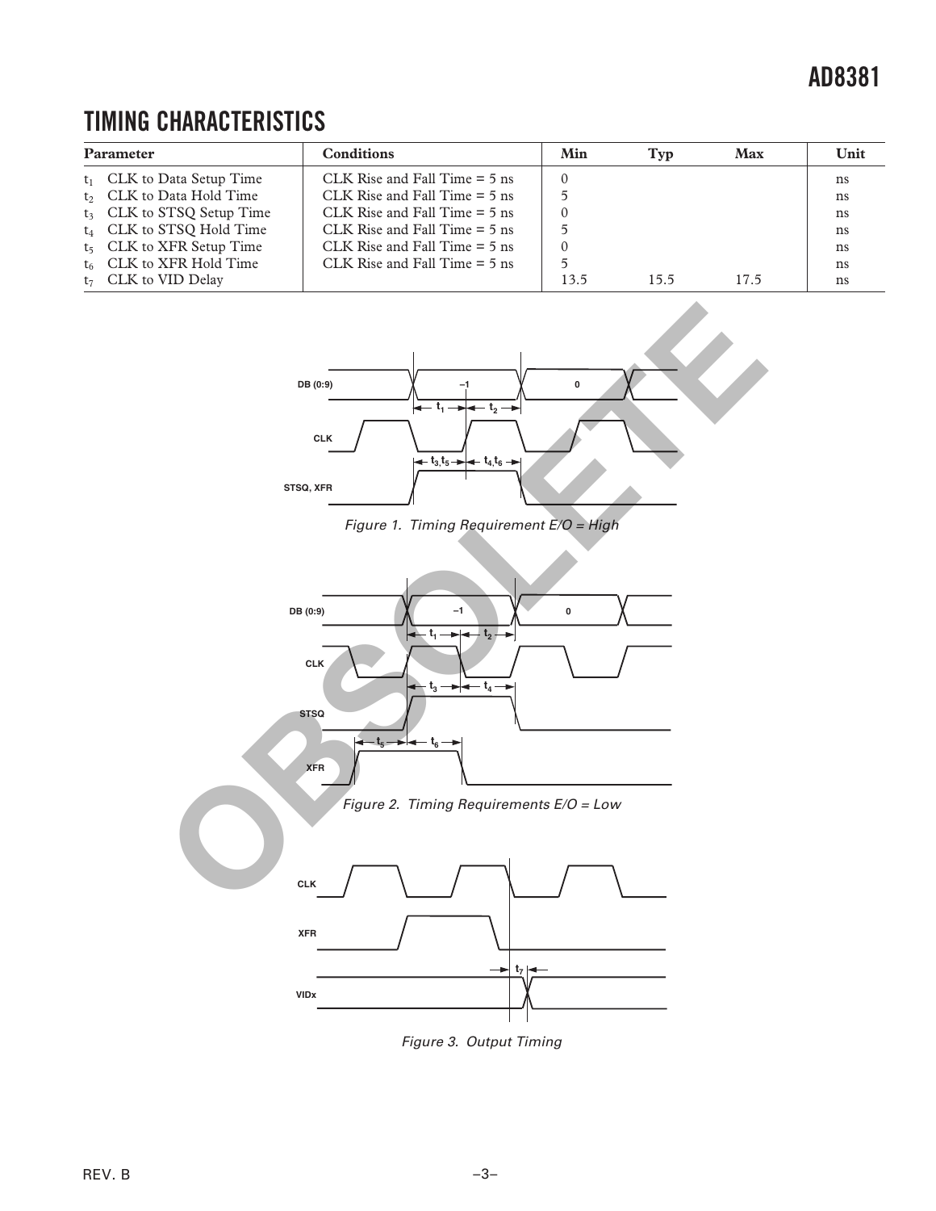## TIMING CHARACTERISTICS

| Parameter | Conditions | Min | Typ | Max | Unit |
|---|---|---|---|---|---|
| $t_1$ CLK to Data Setup Time | CLK Rise and Fall Time = 5 ns | 0 | | | ns |
| $t_2$ CLK to Data Hold Time | CLK Rise and Fall Time = 5 ns | 5 | | | ns |
| $t_3$ CLK to STSQ Setup Time | CLK Rise and Fall Time = 5 ns | 0 | | | ns |
| $t_4$ CLK to STSQ Hold Time | CLK Rise and Fall Time = 5 ns | 5 | | | ns |
| $t_5$ CLK to XFR Setup Time | CLK Rise and Fall Time = 5 ns | 0 | | | ns |
| $t_6$ CLK to XFR Hold Time | CLK Rise and Fall Time = 5 ns | 5 | | | ns |
| $t_7$ CLK to VID Delay | | 13.5 | 15.5 | 17.5 | ns |

Figure 1. Timing Requirement E/O = High

Figure 2. Timing Requirements E/O = Low

Figure 3. Output Timing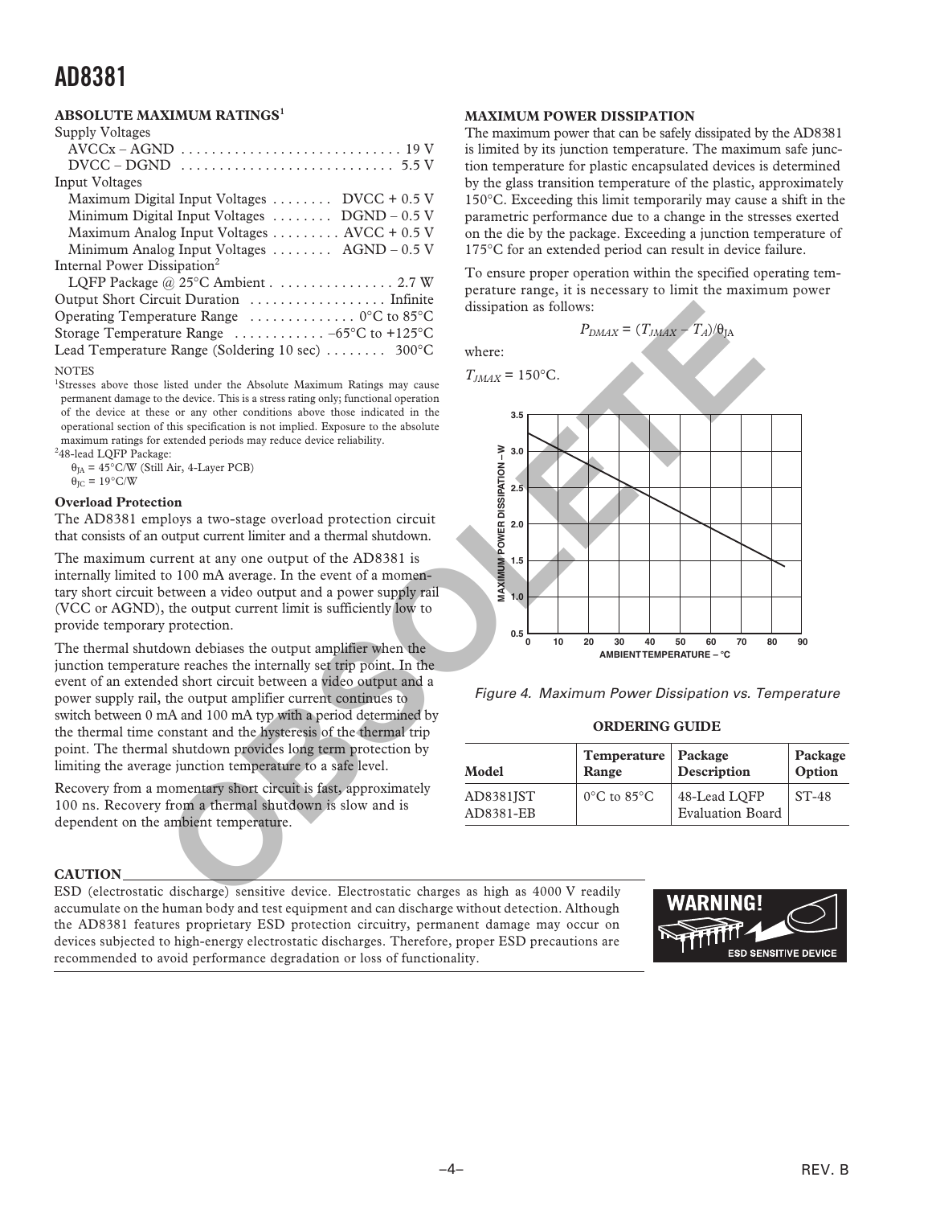## ABSOLUTE MAXIMUM RATINGS[1]

Supply Voltages
- AVCCx – AGND . . . . . . . . . . . . . . . . . . . . . . . . . . . . 19 V
- DVCC – DGND . . . . . . . . . . . . . . . . . . . . . . . . . . . 5.5 V

Input Voltages
- Maximum Digital Input Voltages . . . . . . . . DVCC + 0.5 V
- Minimum Digital Input Voltages . . . . . . . . DGND – 0.5 V
- Maximum Analog Input Voltages . . . . . . . . . AVCC + 0.5 V
- Minimum Analog Input Voltages . . . . . . . . AGND – 0.5 V

Internal Power Dissipation[2]
- LQFP Package @ 25°C Ambient . . . . . . . . . . . . . . . . 2.7 W

Output Short Circuit Duration . . . . . . . . . . . . . . . . . . Infinite
Operating Temperature Range . . . . . . . . . . . . . 0°C to 85°C
Storage Temperature Range . . . . . . . . . . . . –65°C to +125°C
Lead Temperature Range (Soldering 10 sec) . . . . . . . . 300°C

NOTES

[1]Stresses above those listed under the Absolute Maximum Ratings may cause permanent damage to the device. This is a stress rating only; functional operation of the device at these or any other conditions above those indicated in the operational section of this specification is not implied. Exposure to the absolute maximum ratings for extended periods may reduce device reliability.

[2]48-lead LQFP Package:
$\theta_{JA}$ = 45°C/W (Still Air, 4-Layer PCB)
$\theta_{JC}$ = 19°C/W

### Overload Protection

The AD8381 employs a two-stage overload protection circuit that consists of an output current limiter and a thermal shutdown.

The maximum current at any one output of the AD8381 is internally limited to 100 mA average. In the event of a momentary short circuit between a video output and a power supply rail (VCC or AGND), the output current limit is sufficiently low to provide temporary protection.

The thermal shutdown debiases the output amplifier when the junction temperature reaches the internally set trip point. In the event of an extended short circuit between a video output and a power supply rail, the output amplifier current continues to switch between 0 mA and 100 mA typ with a period determined by the thermal time constant and the hysteresis of the thermal trip point. The thermal shutdown provides long term protection by limiting the average junction temperature to a safe level.

Recovery from a momentary short circuit is fast, approximately 100 ns. Recovery from a thermal shutdown is slow and is dependent on the ambient temperature.

## MAXIMUM POWER DISSIPATION

The maximum power that can be safely dissipated by the AD8381 is limited by its junction temperature. The maximum safe junction temperature for plastic encapsulated devices is determined by the glass transition temperature of the plastic, approximately 150°C. Exceeding this limit temporarily may cause a shift in the parametric performance due to a change in the stresses exerted on the die by the package. Exceeding a junction temperature of 175°C for an extended period can result in device failure.

To ensure proper operation within the specified operating temperature range, it is necessary to limit the maximum power dissipation as follows:

$$P_{DMAX} = (T_{JMAX} - T_A)/\theta_{JA}$$

where:

$T_{JMAX}$ = 150°C.

Figure 4. Maximum Power Dissipation vs. Temperature

## ORDERING GUIDE

| Model | Temperature Range | Package Description | Package Option |
|---|---|---|---|
| AD8381JST | 0°C to 85°C | 48-Lead LQFP | ST-48 |
| AD8381-EB | | Evaluation Board | |

### CAUTION

ESD (electrostatic discharge) sensitive device. Electrostatic charges as high as 4000 V readily accumulate on the human body and test equipment and can discharge without detection. Although the AD8381 features proprietary ESD protection circuitry, permanent damage may occur on devices subjected to high-energy electrostatic discharges. Therefore, proper ESD precautions are recommended to avoid performance degradation or loss of functionality.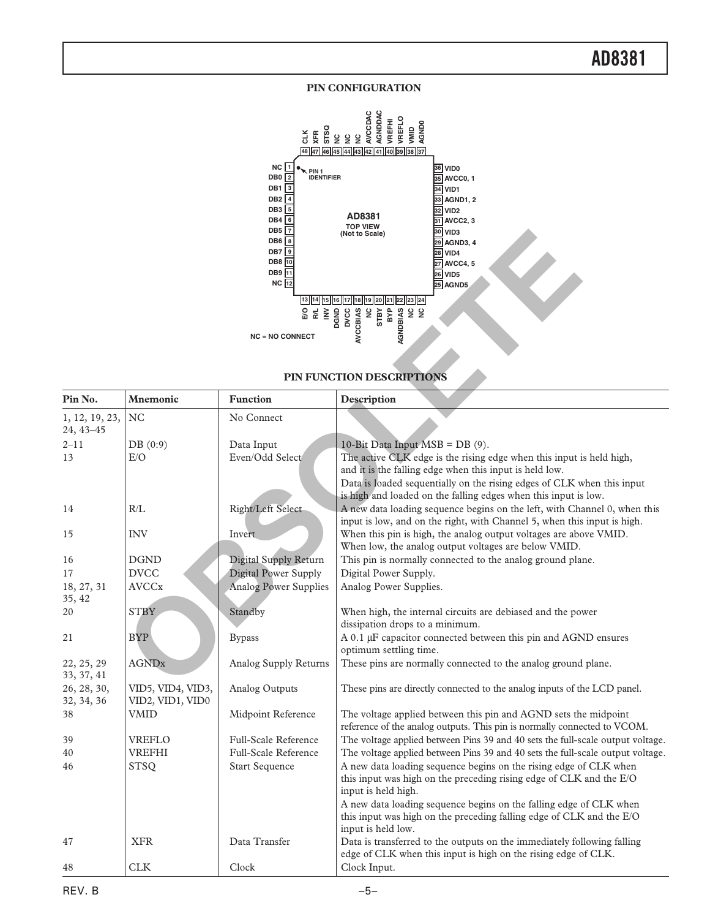## PIN CONFIGURATION

NC = NO CONNECT

## PIN FUNCTION DESCRIPTIONS

| Pin No. | Mnemonic | Function | Description |
|---|---|---|---|
| 1, 12, 19, 23, 24, 43–45 | NC | No Connect | |
| 2–11 | DB (0:9) | Data Input | 10-Bit Data Input MSB = DB (9). |
| 13 | E/O | Even/Odd Select | The active CLK edge is the rising edge when this input is held high, and it is the falling edge when this input is held low. Data is loaded sequentially on the rising edges of CLK when this input is high and loaded on the falling edges when this input is low. |
| 14 | R/L | Right/Left Select | A new data loading sequence begins on the left, with Channel 0, when this input is low, and on the right, with Channel 5, when this input is high. |
| 15 | INV | Invert | When this pin is high, the analog output voltages are above VMID. When low, the analog output voltages are below VMID. |
| 16 | DGND | Digital Supply Return | This pin is normally connected to the analog ground plane. |
| 17 | DVCC | Digital Power Supply | Digital Power Supply. |
| 18, 27, 31 35, 42 | AVCCx | Analog Power Supplies | Analog Power Supplies. |
| 20 | STBY | Standby | When high, the internal circuits are debiased and the power dissipation drops to a minimum. |
| 21 | BYP | Bypass | A 0.1 µF capacitor connected between this pin and AGND ensures optimum settling time. |
| 22, 25, 29 33, 37, 41 | AGNDx | Analog Supply Returns | These pins are normally connected to the analog ground plane. |
| 26, 28, 30, 32, 34, 36 | VID5, VID4, VID3, VID2, VID1, VID0 | Analog Outputs | These pins are directly connected to the analog inputs of the LCD panel. |
| 38 | VMID | Midpoint Reference | The voltage applied between this pin and AGND sets the midpoint reference of the analog outputs. This pin is normally connected to VCOM. |
| 39 | VREFLO | Full-Scale Reference | The voltage applied between Pins 39 and 40 sets the full-scale output voltage. |
| 40 | VREFHI | Full-Scale Reference | The voltage applied between Pins 39 and 40 sets the full-scale output voltage. |
| 46 | STSQ | Start Sequence | A new data loading sequence begins on the rising edge of CLK when this input was high on the preceding rising edge of CLK and the E/O input is held high. A new data loading sequence begins on the falling edge of CLK when this input was high on the preceding falling edge of CLK and the E/O input is held low. |
| 47 | XFR | Data Transfer | Data is transferred to the outputs on the immediately following falling edge of CLK when this input is high on the rising edge of CLK. |
| 48 | CLK | Clock | Clock Input. |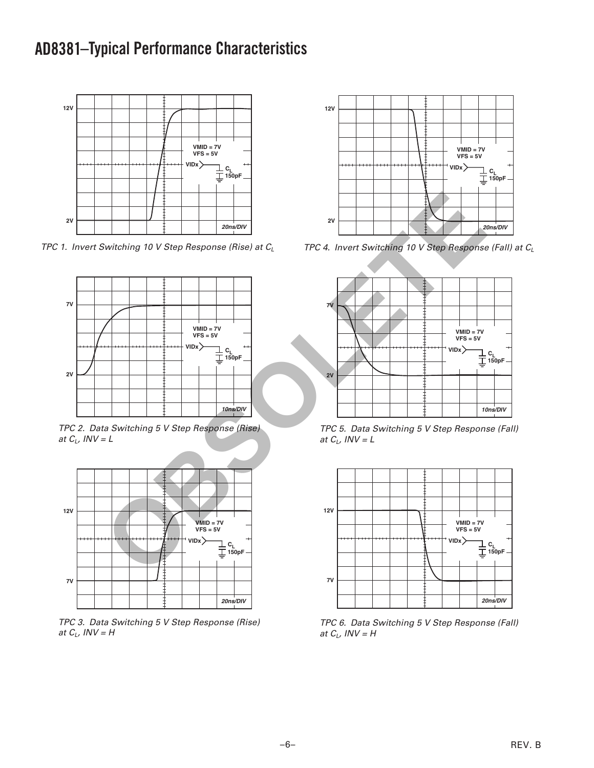# AD8381–Typical Performance Characteristics

TPC 1. Invert Switching 10 V Step Response (Rise) at $C_L$

TPC 4. Invert Switching 10 V Step Response (Fall) at $C_L$

TPC 2. Data Switching 5 V Step Response (Rise) at $C_L$, INV = L

TPC 5. Data Switching 5 V Step Response (Fall) at $C_L$, INV = L

TPC 3. Data Switching 5 V Step Response (Rise) at $C_L$, INV = H

TPC 6. Data Switching 5 V Step Response (Fall) at $C_L$, INV = H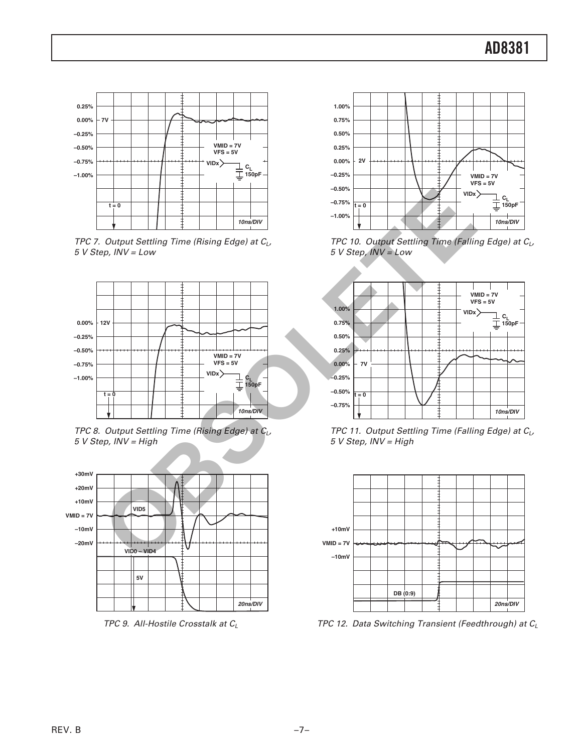TPC 7. Output Settling Time (Rising Edge) at $C_L$, 5 V Step, INV = Low

TPC 8. Output Settling Time (Rising Edge) at $C_L$, 5 V Step, INV = High

TPC 9. All-Hostile Crosstalk at $C_L$

TPC 10. Output Settling Time (Falling Edge) at $C_L$, 5 V Step, INV = Low

TPC 11. Output Settling Time (Falling Edge) at $C_L$, 5 V Step, INV = High

TPC 12. Data Switching Transient (Feedthrough) at $C_L$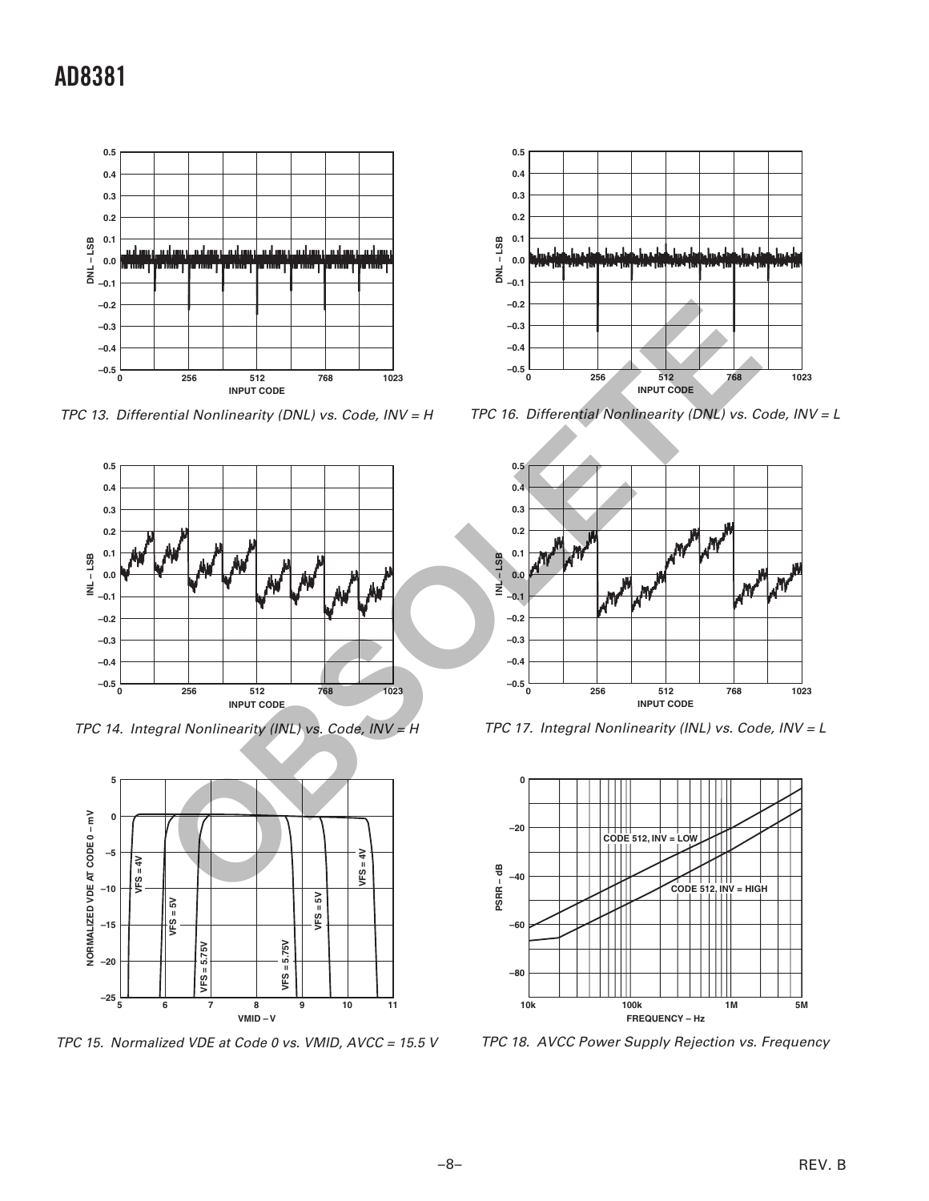TPC 13. Differential Nonlinearity (DNL) vs. Code, INV = H

TPC 16. Differential Nonlinearity (DNL) vs. Code, INV = L

TPC 14. Integral Nonlinearity (INL) vs. Code, INV = H

TPC 17. Integral Nonlinearity (INL) vs. Code, INV = L

TPC 15. Normalized VDE at Code 0 vs. VMID, AVCC = 15.5 V

TPC 18. AVCC Power Supply Rejection vs. Frequency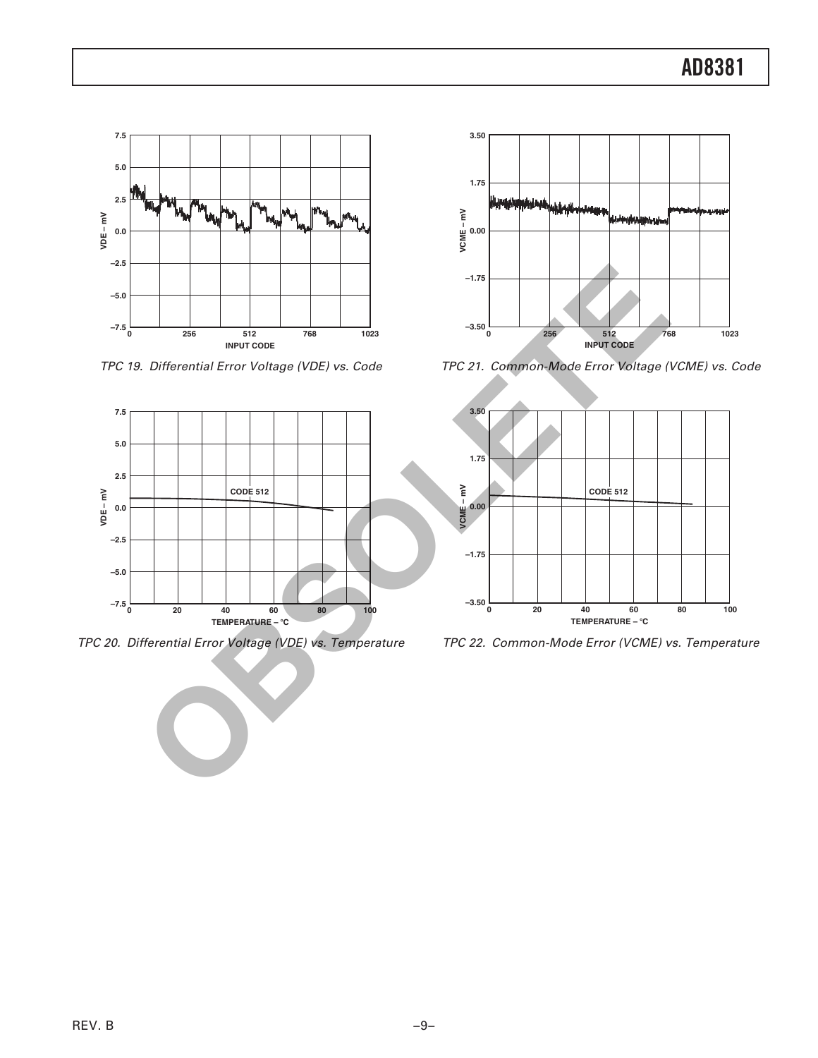TPC 19. Differential Error Voltage (VDE) vs. Code

TPC 20. Differential Error Voltage (VDE) vs. Temperature

TPC 21. Common-Mode Error Voltage (VCME) vs. Code

TPC 22. Common-Mode Error (VCME) vs. Temperature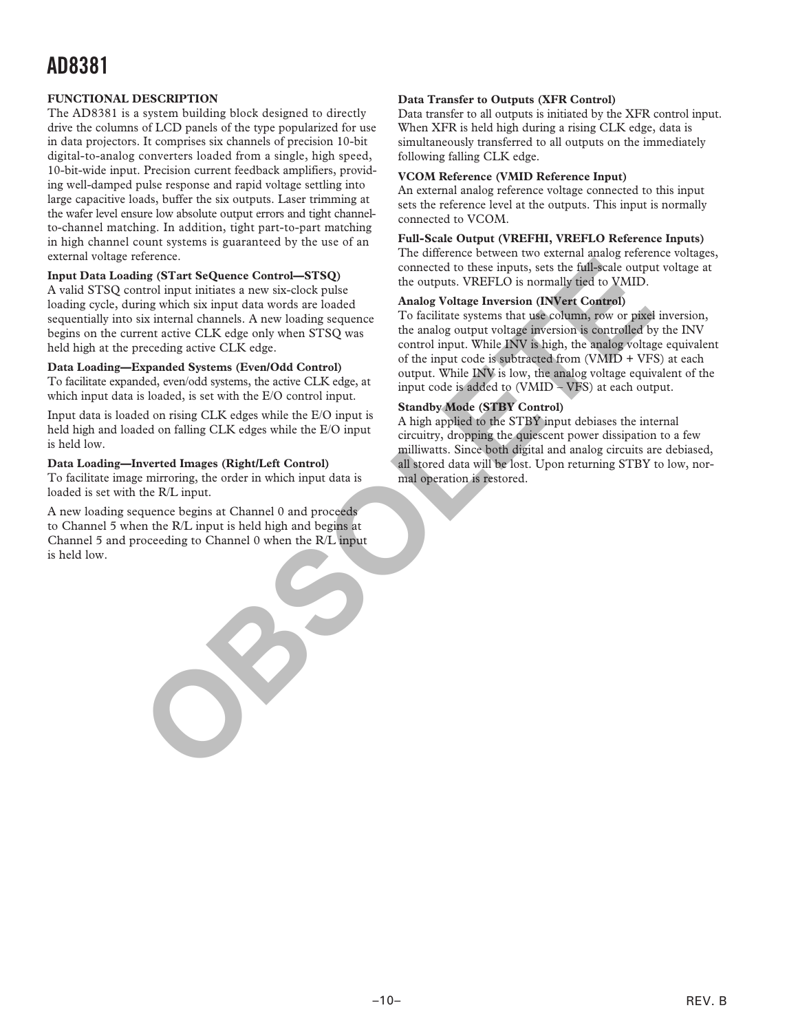## FUNCTIONAL DESCRIPTION

The AD8381 is a system building block designed to directly drive the columns of LCD panels of the type popularized for use in data projectors. It comprises six channels of precision 10-bit digital-to-analog converters loaded from a single, high speed, 10-bit-wide input. Precision current feedback amplifiers, providing well-damped pulse response and rapid voltage settling into large capacitive loads, buffer the six outputs. Laser trimming at the wafer level ensure low absolute output errors and tight channel-to-channel matching. In addition, tight part-to-part matching in high channel count systems is guaranteed by the use of an external voltage reference.

**Input Data Loading (STart SeQuence Control—STSQ)**

A valid STSQ control input initiates a new six-clock pulse loading cycle, during which six input data words are loaded sequentially into six internal channels. A new loading sequence begins on the current active CLK edge only when STSQ was held high at the preceding active CLK edge.

**Data Loading—Expanded Systems (Even/Odd Control)**

To facilitate expanded, even/odd systems, the active CLK edge, at which input data is loaded, is set with the E/O control input.

Input data is loaded on rising CLK edges while the E/O input is held high and loaded on falling CLK edges while the E/O input is held low.

**Data Loading—Inverted Images (Right/Left Control)**

To facilitate image mirroring, the order in which input data is loaded is set with the R/L input.

A new loading sequence begins at Channel 0 and proceeds to Channel 5 when the R/L input is held high and begins at Channel 5 and proceeding to Channel 0 when the R/L input is held low.

**Data Transfer to Outputs (XFR Control)**

Data transfer to all outputs is initiated by the XFR control input. When XFR is held high during a rising CLK edge, data is simultaneously transferred to all outputs on the immediately following falling CLK edge.

**VCOM Reference (VMID Reference Input)**

An external analog reference voltage connected to this input sets the reference level at the outputs. This input is normally connected to VCOM.

**Full-Scale Output (VREFHI, VREFLO Reference Inputs)**

The difference between two external analog reference voltages, connected to these inputs, sets the full-scale output voltage at the outputs. VREFLO is normally tied to VMID.

**Analog Voltage Inversion (INVert Control)**

To facilitate systems that use column, row or pixel inversion, the analog output voltage inversion is controlled by the INV control input. While INV is high, the analog voltage equivalent of the input code is subtracted from (VMID + VFS) at each output. While INV is low, the analog voltage equivalent of the input code is added to (VMID – VFS) at each output.

**Standby Mode (STBY Control)**

A high applied to the STBY input debiases the internal circuitry, dropping the quiescent power dissipation to a few milliwatts. Since both digital and analog circuits are debiased, all stored data will be lost. Upon returning STBY to low, normal operation is restored.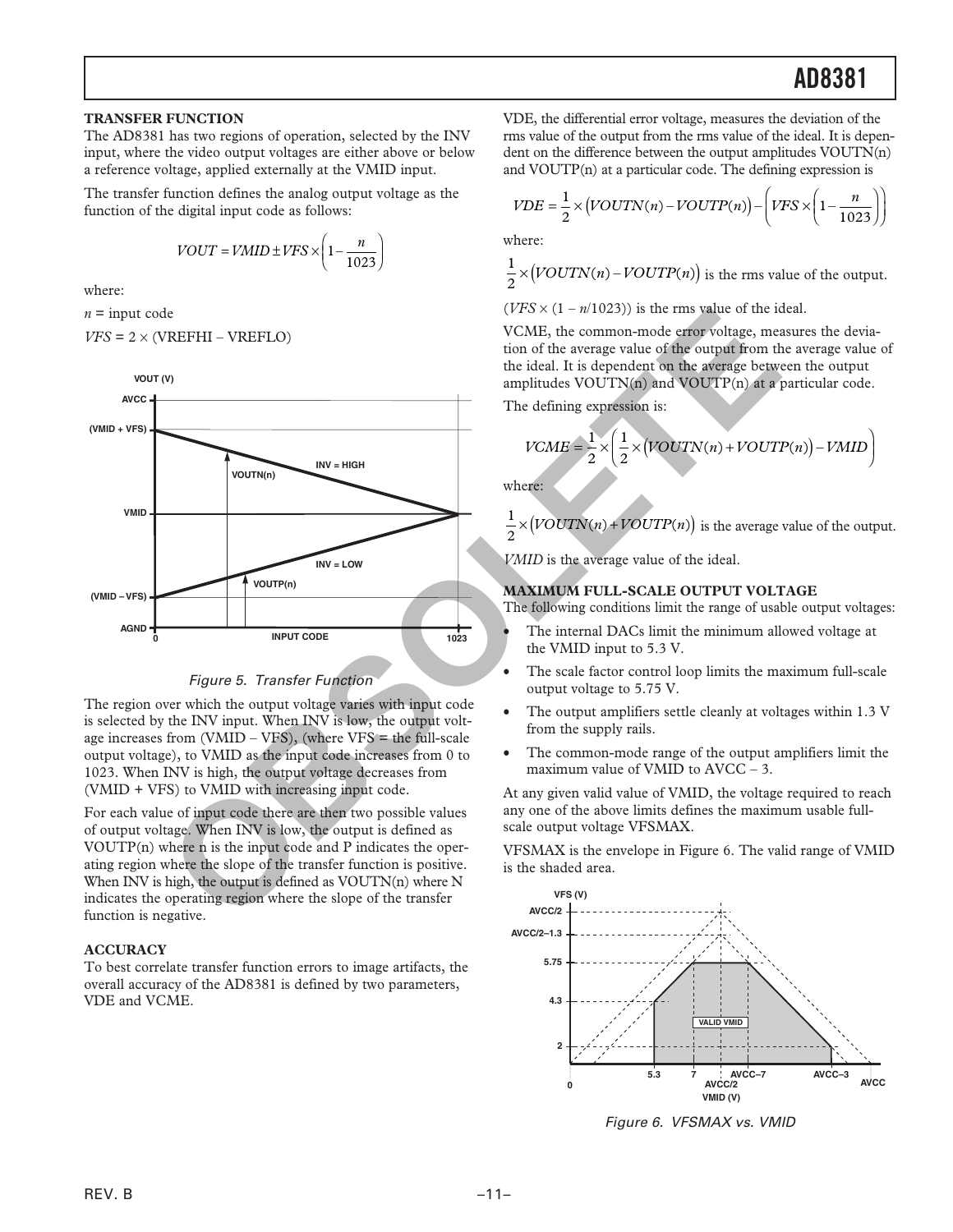### TRANSFER FUNCTION

The AD8381 has two regions of operation, selected by the INV input, where the video output voltages are either above or below a reference voltage, applied externally at the VMID input.

The transfer function defines the analog output voltage as the function of the digital input code as follows:

$$VOUT = VMID \pm VFS \times \left(1 - \frac{n}{1023}\right)$$

where:

$n$ = input code

$VFS = 2 \times (VREFHI - VREFLO)$

Figure 5. Transfer Function

The region over which the output voltage varies with input code is selected by the INV input. When INV is low, the output voltage increases from (VMID – VFS), (where VFS = the full-scale output voltage), to VMID as the input code increases from 0 to 1023. When INV is high, the output voltage decreases from (VMID + VFS) to VMID with increasing input code.

For each value of input code there are then two possible values of output voltage. When INV is low, the output is defined as VOUTP(n) where n is the input code and P indicates the operating region where the slope of the transfer function is positive. When INV is high, the output is defined as VOUTN(n) where N indicates the operating region where the slope of the transfer function is negative.

### ACCURACY

To best correlate transfer function errors to image artifacts, the overall accuracy of the AD8381 is defined by two parameters, VDE and VCME.

VDE, the differential error voltage, measures the deviation of the rms value of the output from the rms value of the ideal. It is dependent on the difference between the output amplitudes VOUTN(n) and VOUTP(n) at a particular code. The defining expression is

$$VDE = \frac{1}{2} \times \left(VOUTN(n) - VOUTP(n)\right) - \left(VFS \times \left(1 - \frac{n}{1023}\right)\right)$$

where:

$\frac{1}{2} \times \left(VOUTN(n) - VOUTP(n)\right)$ is the rms value of the output.

$(VFS \times (1 - n/1023))$ is the rms value of the ideal.

VCME, the common-mode error voltage, measures the deviation of the average value of the output from the average value of the ideal. It is dependent on the average between the output amplitudes VOUTN(n) and VOUTP(n) at a particular code.

The defining expression is:

$$VCME = \frac{1}{2} \times \left(\frac{1}{2} \times \left(VOUTN(n) + VOUTP(n)\right) - VMID\right)$$

where:

$\frac{1}{2} \times \left(VOUTN(n) + VOUTP(n)\right)$ is the average value of the output.

*VMID* is the average value of the ideal.

### MAXIMUM FULL-SCALE OUTPUT VOLTAGE

The following conditions limit the range of usable output voltages:

- The internal DACs limit the minimum allowed voltage at the VMID input to 5.3 V.
- The scale factor control loop limits the maximum full-scale output voltage to 5.75 V.
- The output amplifiers settle cleanly at voltages within 1.3 V from the supply rails.
- The common-mode range of the output amplifiers limit the maximum value of VMID to AVCC – 3.

At any given valid value of VMID, the voltage required to reach any one of the above limits defines the maximum usable full-scale output voltage VFSMAX.

VFSMAX is the envelope in Figure 6. The valid range of VMID is the shaded area.

Figure 6. VFSMAX vs. VMID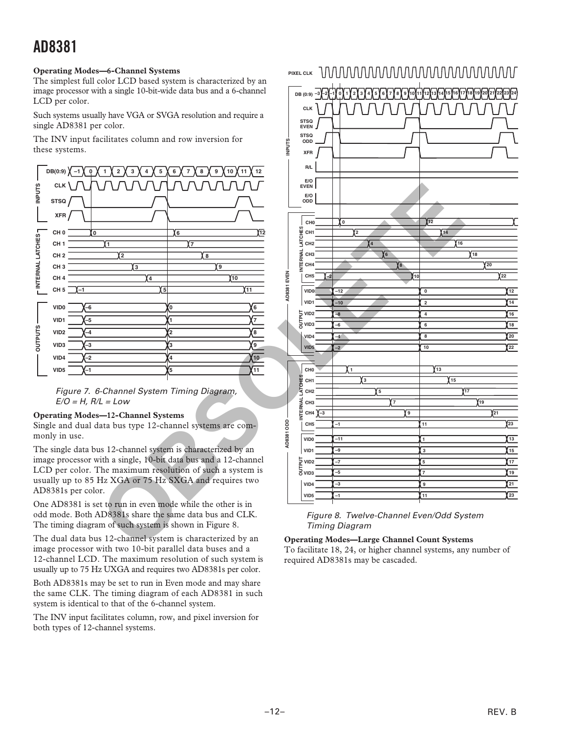## Operating Modes—6-Channel Systems

The simplest full color LCD based system is characterized by an image processor with a single 10-bit-wide data bus and a 6-channel LCD per color.

Such systems usually have VGA or SVGA resolution and require a single AD8381 per color.

The INV input facilitates column and row inversion for these systems.

*Figure 7. 6-Channel System Timing Diagram, E/O = H, R/L = Low*

## Operating Modes—12-Channel Systems

Single and dual data bus type 12-channel systems are commonly in use.

The single data bus 12-channel system is characterized by an image processor with a single, 10-bit data bus and a 12-channel LCD per color. The maximum resolution of such a system is usually up to 85 Hz XGA or 75 Hz SXGA and requires two AD8381s per color.

One AD8381 is set to run in even mode while the other is in odd mode. Both AD8381s share the same data bus and CLK. The timing diagram of such system is shown in Figure 8.

The dual data bus 12-channel system is characterized by an image processor with two 10-bit parallel data buses and a 12-channel LCD. The maximum resolution of such system is usually up to 75 Hz UXGA and requires two AD8381s per color.

Both AD8381s may be set to run in Even mode and may share the same CLK. The timing diagram of each AD8381 in such system is identical to that of the 6-channel system.

The INV input facilitates column, row, and pixel inversion for both types of 12-channel systems.

*Figure 8. Twelve-Channel Even/Odd System Timing Diagram*

## Operating Modes—Large Channel Count Systems

To facilitate 18, 24, or higher channel systems, any number of required AD8381s may be cascaded.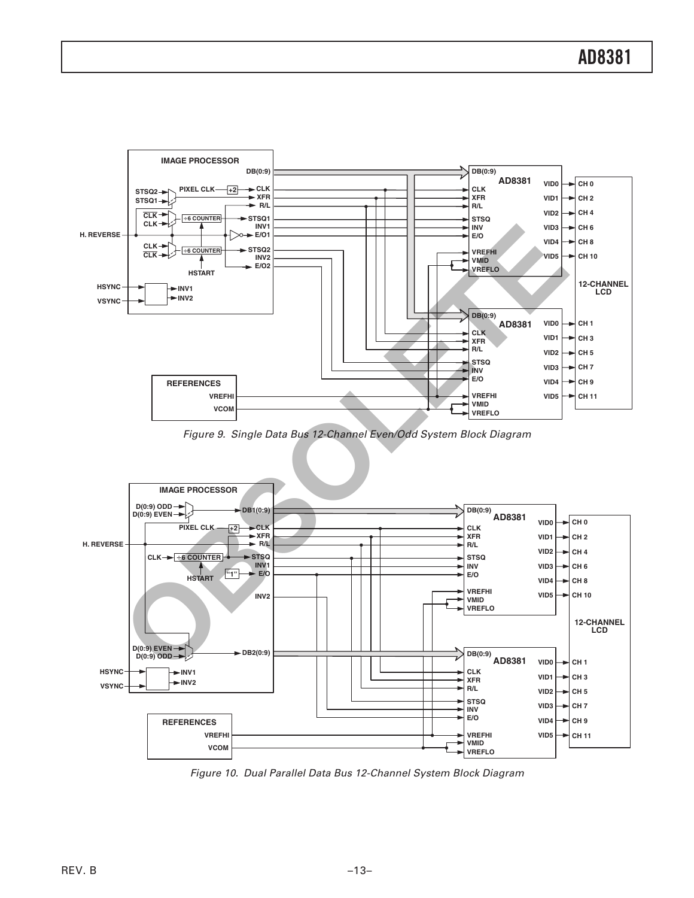Figure 9. Single Data Bus 12-Channel Even/Odd System Block Diagram

Figure 10. Dual Parallel Data Bus 12-Channel System Block Diagram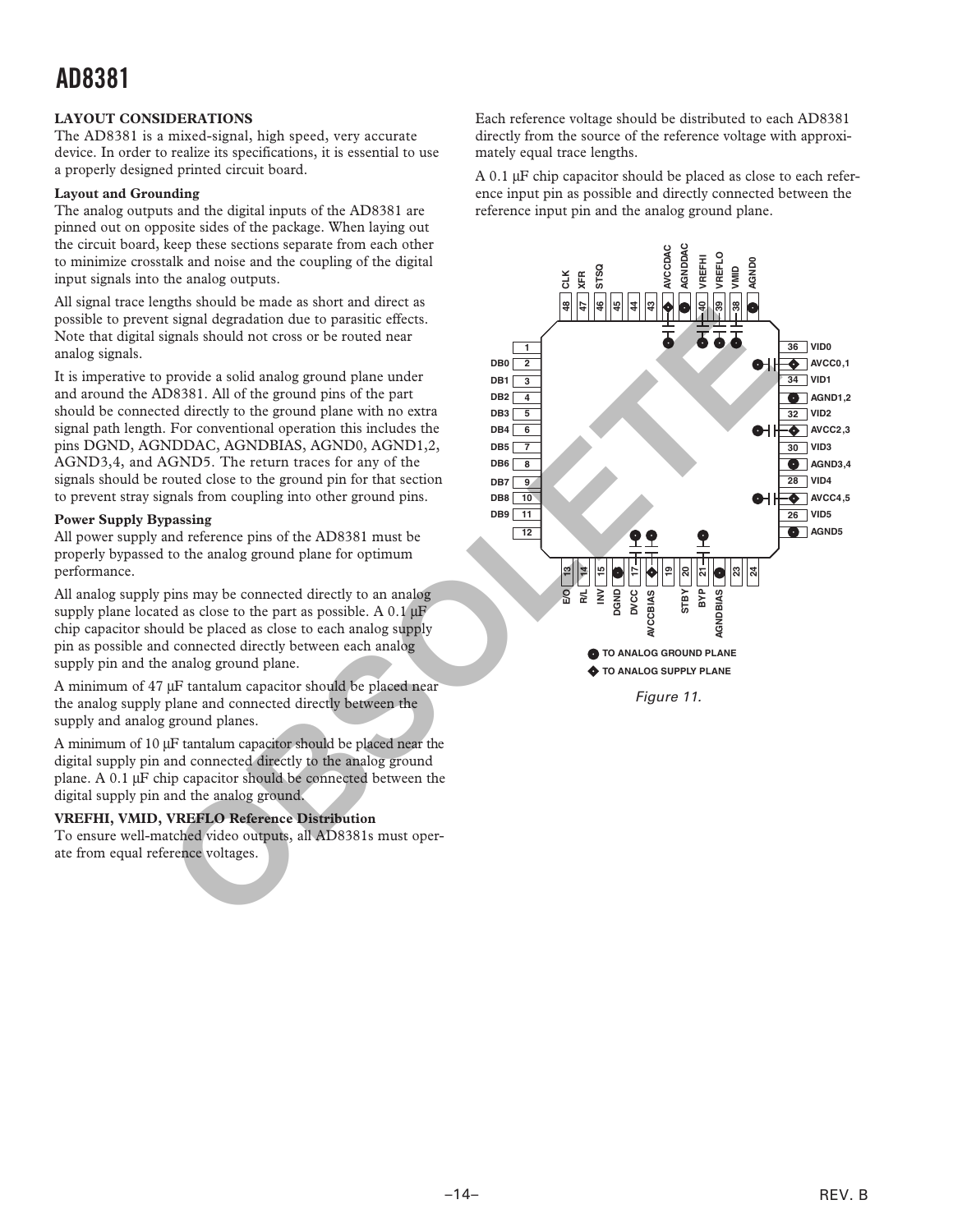## LAYOUT CONSIDERATIONS

The AD8381 is a mixed-signal, high speed, very accurate device. In order to realize its specifications, it is essential to use a properly designed printed circuit board.

### Layout and Grounding

The analog outputs and the digital inputs of the AD8381 are pinned out on opposite sides of the package. When laying out the circuit board, keep these sections separate from each other to minimize crosstalk and noise and the coupling of the digital input signals into the analog outputs.

All signal trace lengths should be made as short and direct as possible to prevent signal degradation due to parasitic effects. Note that digital signals should not cross or be routed near analog signals.

It is imperative to provide a solid analog ground plane under and around the AD8381. All of the ground pins of the part should be connected directly to the ground plane with no extra signal path length. For conventional operation this includes the pins DGND, AGNDDAC, AGNDBIAS, AGND0, AGND1,2, AGND3,4, and AGND5. The return traces for any of the signals should be routed close to the ground pin for that section to prevent stray signals from coupling into other ground pins.

### Power Supply Bypassing

All power supply and reference pins of the AD8381 must be properly bypassed to the analog ground plane for optimum performance.

All analog supply pins may be connected directly to an analog supply plane located as close to the part as possible. A 0.1 µF chip capacitor should be placed as close to each analog supply pin as possible and connected directly between each analog supply pin and the analog ground plane.

A minimum of 47 µF tantalum capacitor should be placed near the analog supply plane and connected directly between the supply and analog ground planes.

A minimum of 10 µF tantalum capacitor should be placed near the digital supply pin and connected directly to the analog ground plane. A 0.1 µF chip capacitor should be connected between the digital supply pin and the analog ground.

### VREFHI, VMID, VREFLO Reference Distribution

To ensure well-matched video outputs, all AD8381s must operate from equal reference voltages.

Each reference voltage should be distributed to each AD8381 directly from the source of the reference voltage with approximately equal trace lengths.

A 0.1 µF chip capacitor should be placed as close to each reference input pin as possible and directly connected between the reference input pin and the analog ground plane.

Figure 11.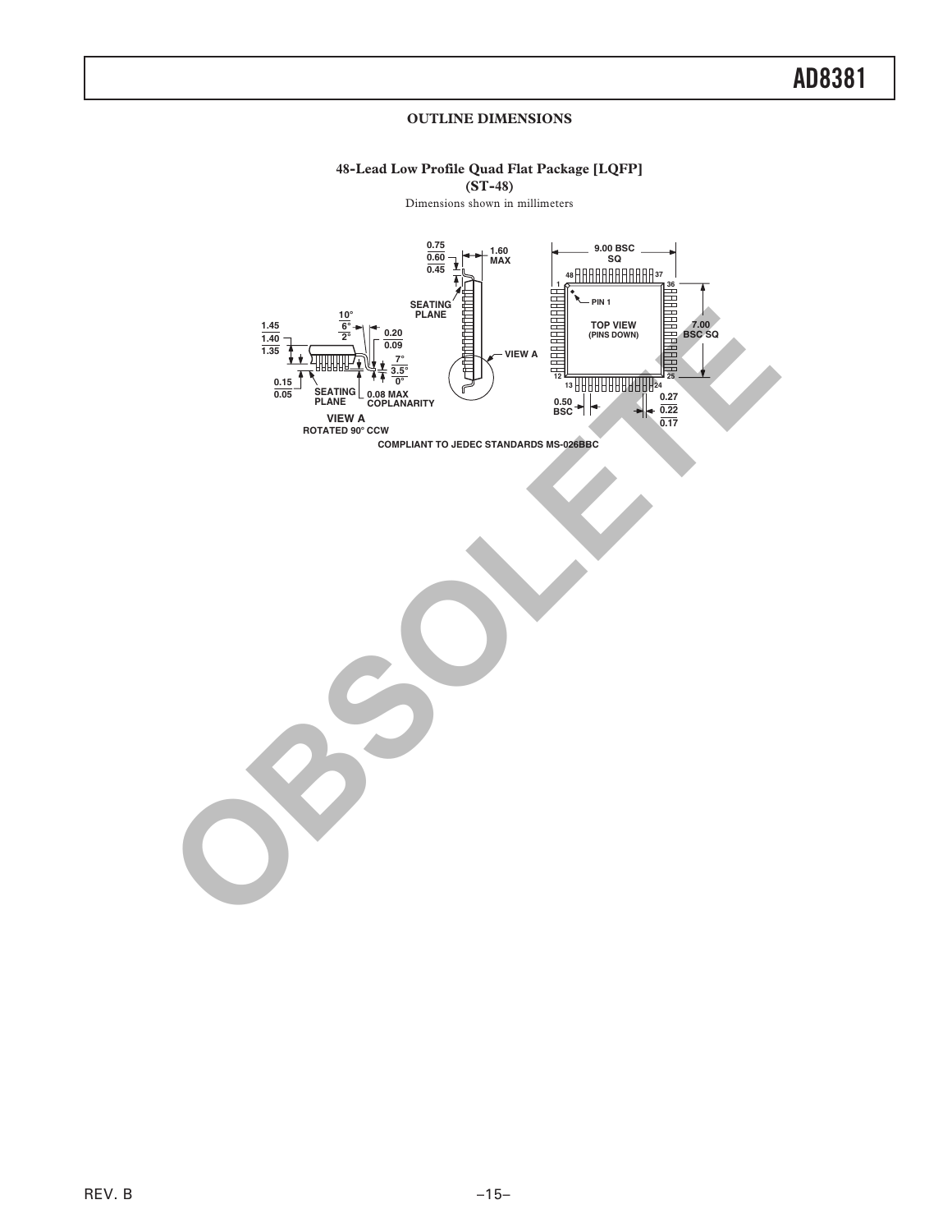## OUTLINE DIMENSIONS

**48-Lead Low Profile Quad Flat Package [LQFP]**
**(ST-48)**

Dimensions shown in millimeters

COMPLIANT TO JEDEC STANDARDS MS-026BBC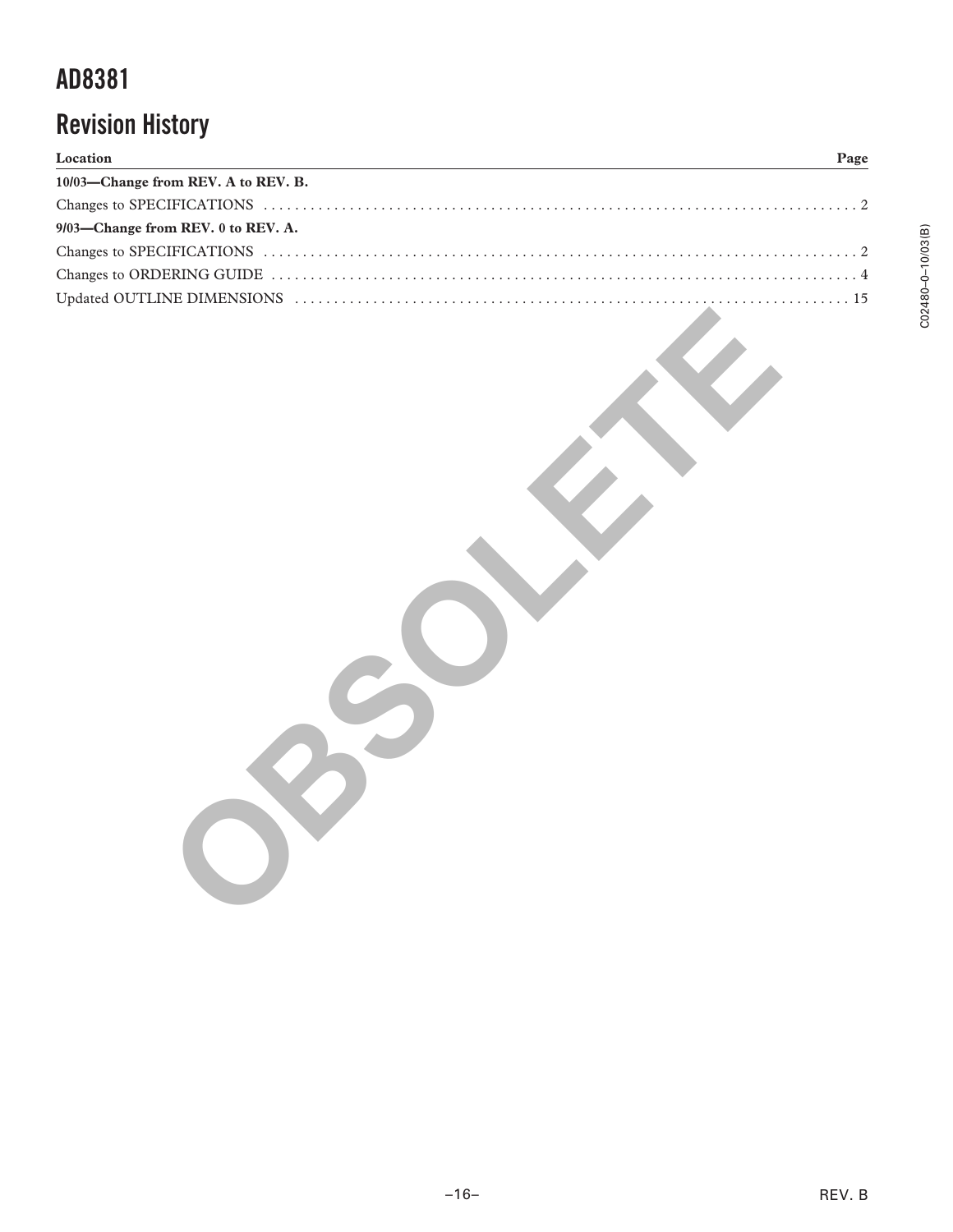## Revision History

| Location | Page |
|---|---|
| **10/03—Change from REV. A to REV. B.** | |
| Changes to SPECIFICATIONS | 2 |
| **9/03—Change from REV. 0 to REV. A.** | |
| Changes to SPECIFICATIONS | 2 |
| Changes to ORDERING GUIDE | 4 |
| Updated OUTLINE DIMENSIONS | 15 |

C02480–0–10/03(B)

OBSOLETE